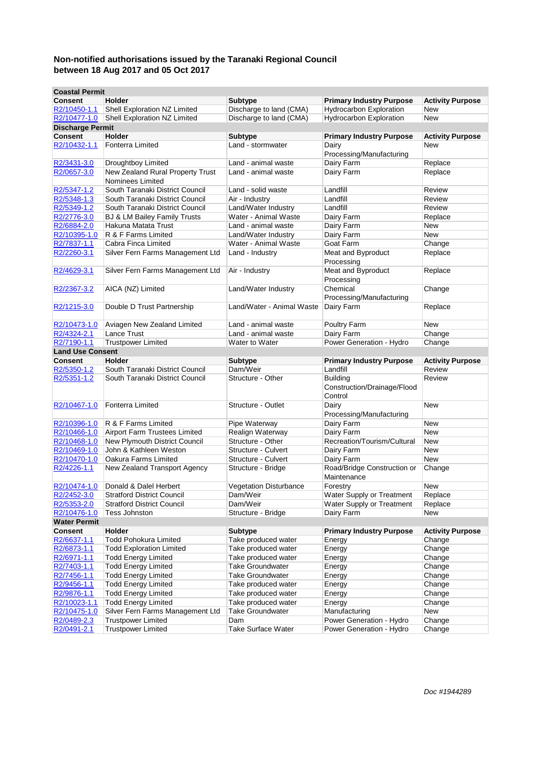# Non-notified authorisations issued by the Taranaki Regional Council between 18 Aug 2017 and 05 Oct 2017

| Coastal Permit | | | | |
|---|---|---|---|---|
| **Consent** | **Holder** | **Subtype** | **Primary Industry Purpose** | **Activity Purpose** |
| R2/10450-1.1 | Shell Exploration NZ Limited | Discharge to land (CMA) | Hydrocarbon Exploration | New |
| R2/10477-1.0 | Shell Exploration NZ Limited | Discharge to land (CMA) | Hydrocarbon Exploration | New |
| **Discharge Permit** | | | | |
| **Consent** | **Holder** | **Subtype** | **Primary Industry Purpose** | **Activity Purpose** |
| R2/10432-1.1 | Fonterra Limited | Land - stormwater | Dairy Processing/Manufacturing | New |
| R2/3431-3.0 | Droughtboy Limited | Land - animal waste | Dairy Farm | Replace |
| R2/0657-3.0 | New Zealand Rural Property Trust Nominees Limited | Land - animal waste | Dairy Farm | Replace |
| R2/5347-1.2 | South Taranaki District Council | Land - solid waste | Landfill | Review |
| R2/5348-1.3 | South Taranaki District Council | Air - Industry | Landfill | Review |
| R2/5349-1.2 | South Taranaki District Council | Land/Water Industry | Landfill | Review |
| R2/2776-3.0 | BJ & LM Bailey Family Trusts | Water - Animal Waste | Dairy Farm | Replace |
| R2/6884-2.0 | Hakuna Matata Trust | Land - animal waste | Dairy Farm | New |
| R2/10395-1.0 | R & F Farms Limited | Land/Water Industry | Dairy Farm | New |
| R2/7837-1.1 | Cabra Finca Limited | Water - Animal Waste | Goat Farm | Change |
| R2/2260-3.1 | Silver Fern Farms Management Ltd | Land - Industry | Meat and Byproduct Processing | Replace |
| R2/4629-3.1 | Silver Fern Farms Management Ltd | Air - Industry | Meat and Byproduct Processing | Replace |
| R2/2367-3.2 | AICA (NZ) Limited | Land/Water Industry | Chemical Processing/Manufacturing | Change |
| R2/1215-3.0 | Double D Trust Partnership | Land/Water - Animal Waste | Dairy Farm | Replace |
| R2/10473-1.0 | Aviagen New Zealand Limited | Land - animal waste | Poultry Farm | New |
| R2/4324-2.1 | Lance Trust | Land - animal waste | Dairy Farm | Change |
| R2/7190-1.1 | Trustpower Limited | Water to Water | Power Generation - Hydro | Change |
| **Land Use Consent** | | | | |
| **Consent** | **Holder** | **Subtype** | **Primary Industry Purpose** | **Activity Purpose** |
| R2/5350-1.2 | South Taranaki District Council | Dam/Weir | Landfill | Review |
| R2/5351-1.2 | South Taranaki District Council | Structure - Other | Building Construction/Drainage/Flood Control | Review |
| R2/10467-1.0 | Fonterra Limited | Structure - Outlet | Dairy Processing/Manufacturing | New |
| R2/10396-1.0 | R & F Farms Limited | Pipe Waterway | Dairy Farm | New |
| R2/10466-1.0 | Airport Farm Trustees Limited | Realign Waterway | Dairy Farm | New |
| R2/10468-1.0 | New Plymouth District Council | Structure - Other | Recreation/Tourism/Cultural | New |
| R2/10469-1.0 | John & Kathleen Weston | Structure - Culvert | Dairy Farm | New |
| R2/10470-1.0 | Oakura Farms Limited | Structure - Culvert | Dairy Farm | New |
| R2/4226-1.1 | New Zealand Transport Agency | Structure - Bridge | Road/Bridge Construction or Maintenance | Change |
| R2/10474-1.0 | Donald & Dalel Herbert | Vegetation Disturbance | Forestry | New |
| R2/2452-3.0 | Stratford District Council | Dam/Weir | Water Supply or Treatment | Replace |
| R2/5353-2.0 | Stratford District Council | Dam/Weir | Water Supply or Treatment | Replace |
| R2/10476-1.0 | Tess Johnston | Structure - Bridge | Dairy Farm | New |
| **Water Permit** | | | | |
| **Consent** | **Holder** | **Subtype** | **Primary Industry Purpose** | **Activity Purpose** |
| R2/6637-1.1 | Todd Pohokura Limited | Take produced water | Energy | Change |
| R2/6873-1.1 | Todd Exploration Limited | Take produced water | Energy | Change |
| R2/6971-1.1 | Todd Energy Limited | Take produced water | Energy | Change |
| R2/7403-1.1 | Todd Energy Limited | Take Groundwater | Energy | Change |
| R2/7456-1.1 | Todd Energy Limited | Take Groundwater | Energy | Change |
| R2/9456-1.1 | Todd Energy Limited | Take produced water | Energy | Change |
| R2/9876-1.1 | Todd Energy Limited | Take produced water | Energy | Change |
| R2/10023-1.1 | Todd Energy Limited | Take produced water | Energy | Change |
| R2/10475-1.0 | Silver Fern Farms Management Ltd | Take Groundwater | Manufacturing | New |
| R2/0489-2.3 | Trustpower Limited | Dam | Power Generation - Hydro | Change |
| R2/0491-2.1 | Trustpower Limited | Take Surface Water | Power Generation - Hydro | Change |

*Doc #1944289*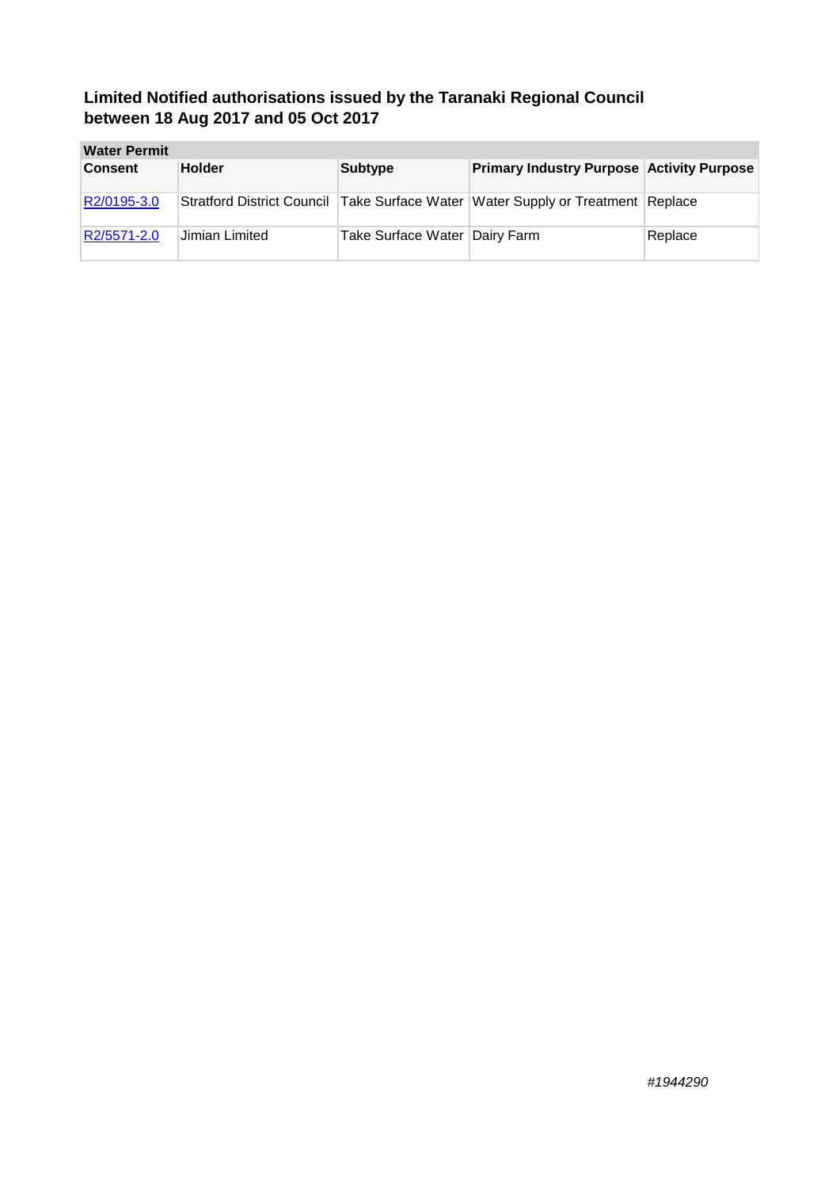## Limited Notified authorisations issued by the Taranaki Regional Council between 18 Aug 2017 and 05 Oct 2017

| Water Permit | | | | |
|---|---|---|---|---|
| **Consent** | **Holder** | **Subtype** | **Primary Industry Purpose** | **Activity Purpose** |
| R2/0195-3.0 | Stratford District Council | Take Surface Water | Water Supply or Treatment | Replace |
| R2/5571-2.0 | Jimian Limited | Take Surface Water | Dairy Farm | Replace |

*#1944290*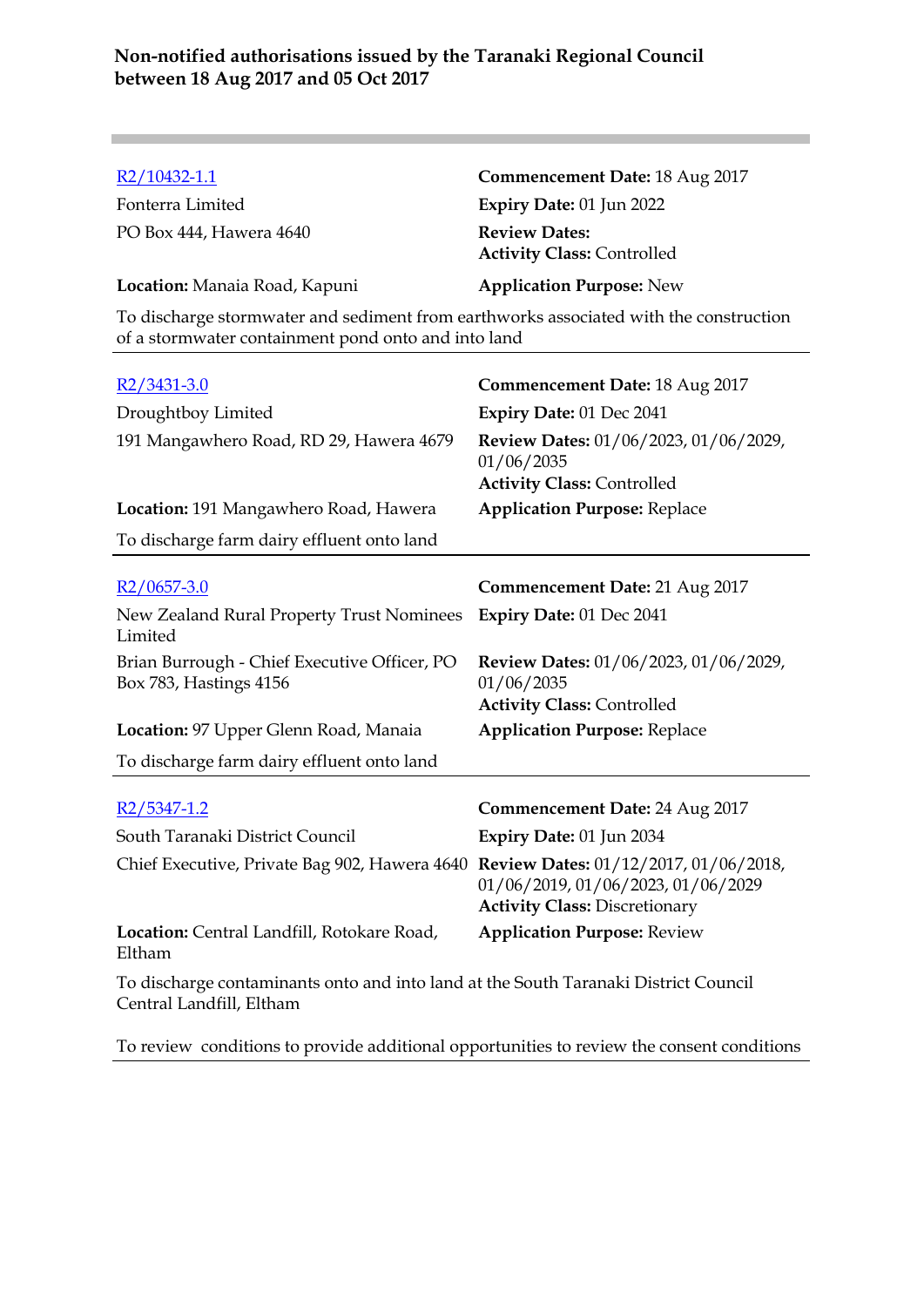**Non-notified authorisations issued by the Taranaki Regional Council between 18 Aug 2017 and 05 Oct 2017**

---

| | |
|---|---|
| R2/10432-1.1 | **Commencement Date:** 18 Aug 2017 |
| Fonterra Limited | **Expiry Date:** 01 Jun 2022 |
| PO Box 444, Hawera 4640 | **Review Dates:**<br>**Activity Class:** Controlled |
| **Location:** Manaia Road, Kapuni | **Application Purpose:** New |

To discharge stormwater and sediment from earthworks associated with the construction of a stormwater containment pond onto and into land

---

| | |
|---|---|
| R2/3431-3.0 | **Commencement Date:** 18 Aug 2017 |
| Droughtboy Limited | **Expiry Date:** 01 Dec 2041 |
| 191 Mangawhero Road, RD 29, Hawera 4679 | **Review Dates:** 01/06/2023, 01/06/2029, 01/06/2035<br>**Activity Class:** Controlled |
| **Location:** 191 Mangawhero Road, Hawera | **Application Purpose:** Replace |

To discharge farm dairy effluent onto land

---

| | |
|---|---|
| R2/0657-3.0 | **Commencement Date:** 21 Aug 2017 |
| New Zealand Rural Property Trust Nominees Limited | **Expiry Date:** 01 Dec 2041 |
| Brian Burrough - Chief Executive Officer, PO Box 783, Hastings 4156 | **Review Dates:** 01/06/2023, 01/06/2029, 01/06/2035<br>**Activity Class:** Controlled |
| **Location:** 97 Upper Glenn Road, Manaia | **Application Purpose:** Replace |

To discharge farm dairy effluent onto land

---

| | |
|---|---|
| R2/5347-1.2 | **Commencement Date:** 24 Aug 2017 |
| South Taranaki District Council | **Expiry Date:** 01 Jun 2034 |
| Chief Executive, Private Bag 902, Hawera 4640 | **Review Dates:** 01/12/2017, 01/06/2018, 01/06/2019, 01/06/2023, 01/06/2029<br>**Activity Class:** Discretionary |
| **Location:** Central Landfill, Rotokare Road, Eltham | **Application Purpose:** Review |

To discharge contaminants onto and into land at the South Taranaki District Council Central Landfill, Eltham

To review conditions to provide additional opportunities to review the consent conditions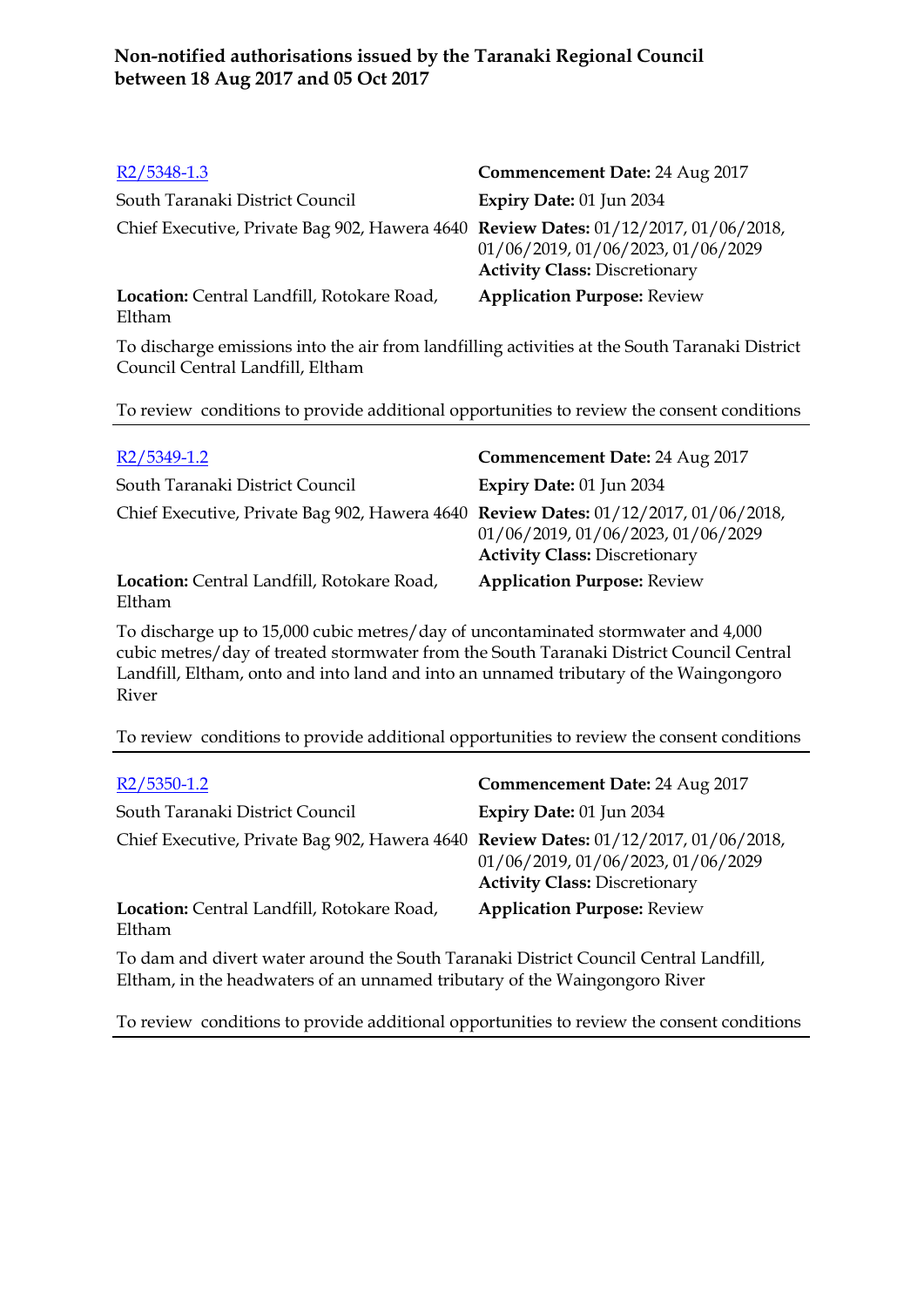# Non-notified authorisations issued by the Taranaki Regional Council between 18 Aug 2017 and 05 Oct 2017

| | |
|---|---|
| R2/5348-1.3 | **Commencement Date:** 24 Aug 2017 |
| South Taranaki District Council | **Expiry Date:** 01 Jun 2034 |
| Chief Executive, Private Bag 902, Hawera 4640 | **Review Dates:** 01/12/2017, 01/06/2018, 01/06/2019, 01/06/2023, 01/06/2029 **Activity Class:** Discretionary |
| **Location:** Central Landfill, Rotokare Road, Eltham | **Application Purpose:** Review |

To discharge emissions into the air from landfilling activities at the South Taranaki District Council Central Landfill, Eltham

To review conditions to provide additional opportunities to review the consent conditions

---

| | |
|---|---|
| R2/5349-1.2 | **Commencement Date:** 24 Aug 2017 |
| South Taranaki District Council | **Expiry Date:** 01 Jun 2034 |
| Chief Executive, Private Bag 902, Hawera 4640 | **Review Dates:** 01/12/2017, 01/06/2018, 01/06/2019, 01/06/2023, 01/06/2029 **Activity Class:** Discretionary |
| **Location:** Central Landfill, Rotokare Road, Eltham | **Application Purpose:** Review |

To discharge up to 15,000 cubic metres/day of uncontaminated stormwater and 4,000 cubic metres/day of treated stormwater from the South Taranaki District Council Central Landfill, Eltham, onto and into land and into an unnamed tributary of the Waingongoro River

To review conditions to provide additional opportunities to review the consent conditions

---

| | |
|---|---|
| R2/5350-1.2 | **Commencement Date:** 24 Aug 2017 |
| South Taranaki District Council | **Expiry Date:** 01 Jun 2034 |
| Chief Executive, Private Bag 902, Hawera 4640 | **Review Dates:** 01/12/2017, 01/06/2018, 01/06/2019, 01/06/2023, 01/06/2029 **Activity Class:** Discretionary |
| **Location:** Central Landfill, Rotokare Road, Eltham | **Application Purpose:** Review |

To dam and divert water around the South Taranaki District Council Central Landfill, Eltham, in the headwaters of an unnamed tributary of the Waingongoro River

To review conditions to provide additional opportunities to review the consent conditions

---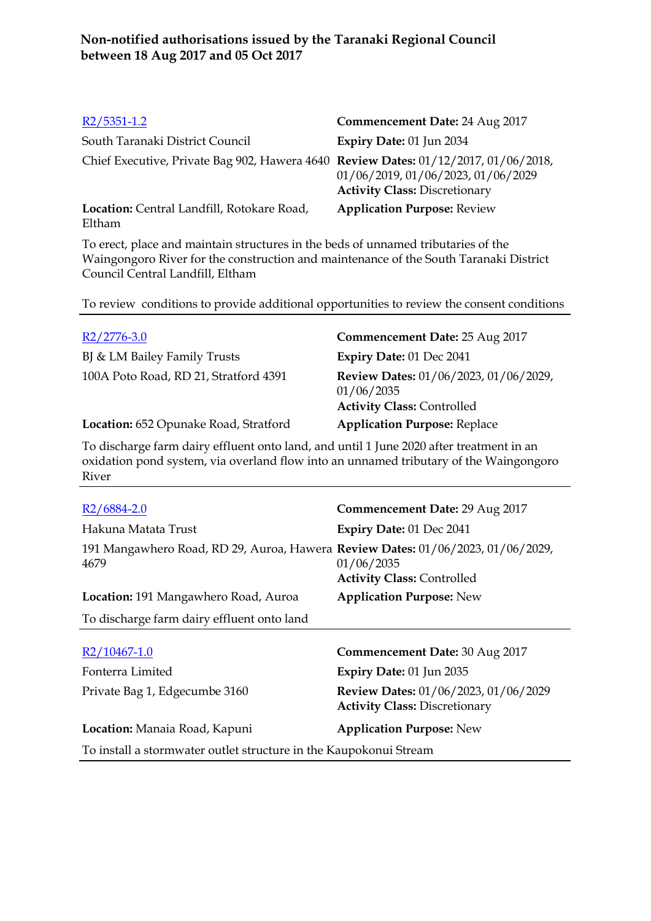**Non-notified authorisations issued by the Taranaki Regional Council between 18 Aug 2017 and 05 Oct 2017**

---

[R2/5351-1.2](R2/5351-1.2)
South Taranaki District Council
Chief Executive, Private Bag 902, Hawera 4640
**Location:** Central Landfill, Rotokare Road, Eltham

**Commencement Date:** 24 Aug 2017
**Expiry Date:** 01 Jun 2034
**Review Dates:** 01/12/2017, 01/06/2018, 01/06/2019, 01/06/2023, 01/06/2029
**Activity Class:** Discretionary
**Application Purpose:** Review

To erect, place and maintain structures in the beds of unnamed tributaries of the Waingongoro River for the construction and maintenance of the South Taranaki District Council Central Landfill, Eltham

To review conditions to provide additional opportunities to review the consent conditions

---

[R2/2776-3.0](R2/2776-3.0)
BJ & LM Bailey Family Trusts
100A Poto Road, RD 21, Stratford 4391
**Location:** 652 Opunake Road, Stratford

**Commencement Date:** 25 Aug 2017
**Expiry Date:** 01 Dec 2041
**Review Dates:** 01/06/2023, 01/06/2029, 01/06/2035
**Activity Class:** Controlled
**Application Purpose:** Replace

To discharge farm dairy effluent onto land, and until 1 June 2020 after treatment in an oxidation pond system, via overland flow into an unnamed tributary of the Waingongoro River

---

[R2/6884-2.0](R2/6884-2.0)
Hakuna Matata Trust
191 Mangawhero Road, RD 29, Auroa, Hawera 4679
**Location:** 191 Mangawhero Road, Auroa

**Commencement Date:** 29 Aug 2017
**Expiry Date:** 01 Dec 2041
**Review Dates:** 01/06/2023, 01/06/2029, 01/06/2035
**Activity Class:** Controlled
**Application Purpose:** New

To discharge farm dairy effluent onto land

---

[R2/10467-1.0](R2/10467-1.0)
Fonterra Limited
Private Bag 1, Edgecumbe 3160
**Location:** Manaia Road, Kapuni

**Commencement Date:** 30 Aug 2017
**Expiry Date:** 01 Jun 2035
**Review Dates:** 01/06/2023, 01/06/2029
**Activity Class:** Discretionary
**Application Purpose:** New

To install a stormwater outlet structure in the Kaupokonui Stream

---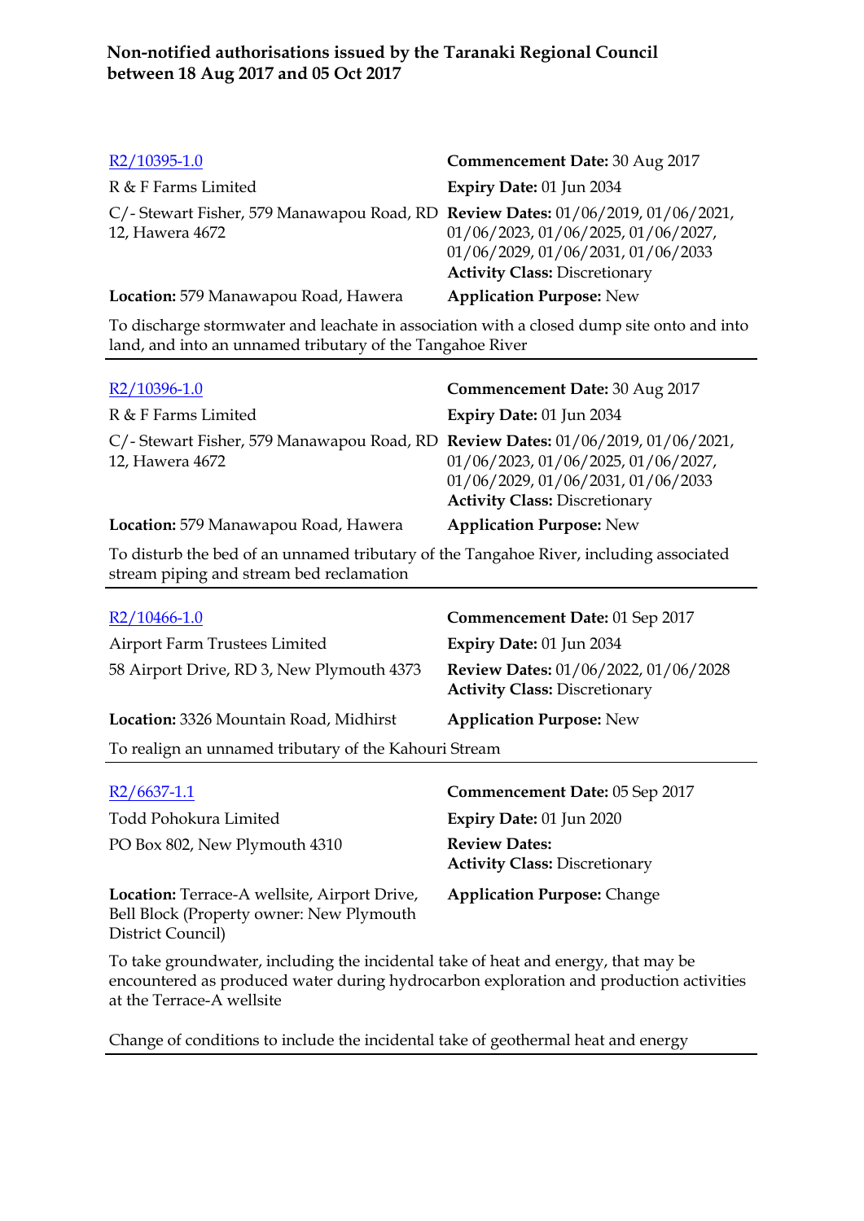## Non-notified authorisations issued by the Taranaki Regional Council between 18 Aug 2017 and 05 Oct 2017

---

[R2/10395-1.0](R2/10395-1.0)
R & F Farms Limited
C/- Stewart Fisher, 579 Manawapou Road, RD 12, Hawera 4672
**Location:** 579 Manawapou Road, Hawera

**Commencement Date:** 30 Aug 2017
**Expiry Date:** 01 Jun 2034
**Review Dates:** 01/06/2019, 01/06/2021, 01/06/2023, 01/06/2025, 01/06/2027, 01/06/2029, 01/06/2031, 01/06/2033
**Activity Class:** Discretionary
**Application Purpose:** New

To discharge stormwater and leachate in association with a closed dump site onto and into land, and into an unnamed tributary of the Tangahoe River

---

[R2/10396-1.0](R2/10396-1.0)
R & F Farms Limited
C/- Stewart Fisher, 579 Manawapou Road, RD 12, Hawera 4672
**Location:** 579 Manawapou Road, Hawera

**Commencement Date:** 30 Aug 2017
**Expiry Date:** 01 Jun 2034
**Review Dates:** 01/06/2019, 01/06/2021, 01/06/2023, 01/06/2025, 01/06/2027, 01/06/2029, 01/06/2031, 01/06/2033
**Activity Class:** Discretionary
**Application Purpose:** New

To disturb the bed of an unnamed tributary of the Tangahoe River, including associated stream piping and stream bed reclamation

---

[R2/10466-1.0](R2/10466-1.0)
Airport Farm Trustees Limited
58 Airport Drive, RD 3, New Plymouth 4373
**Location:** 3326 Mountain Road, Midhirst

**Commencement Date:** 01 Sep 2017
**Expiry Date:** 01 Jun 2034
**Review Dates:** 01/06/2022, 01/06/2028
**Activity Class:** Discretionary
**Application Purpose:** New

To realign an unnamed tributary of the Kahouri Stream

---

[R2/6637-1.1](R2/6637-1.1)
Todd Pohokura Limited
PO Box 802, New Plymouth 4310
**Location:** Terrace-A wellsite, Airport Drive, Bell Block (Property owner: New Plymouth District Council)

**Commencement Date:** 05 Sep 2017
**Expiry Date:** 01 Jun 2020
**Review Dates:**
**Activity Class:** Discretionary
**Application Purpose:** Change

To take groundwater, including the incidental take of heat and energy, that may be encountered as produced water during hydrocarbon exploration and production activities at the Terrace-A wellsite

Change of conditions to include the incidental take of geothermal heat and energy

---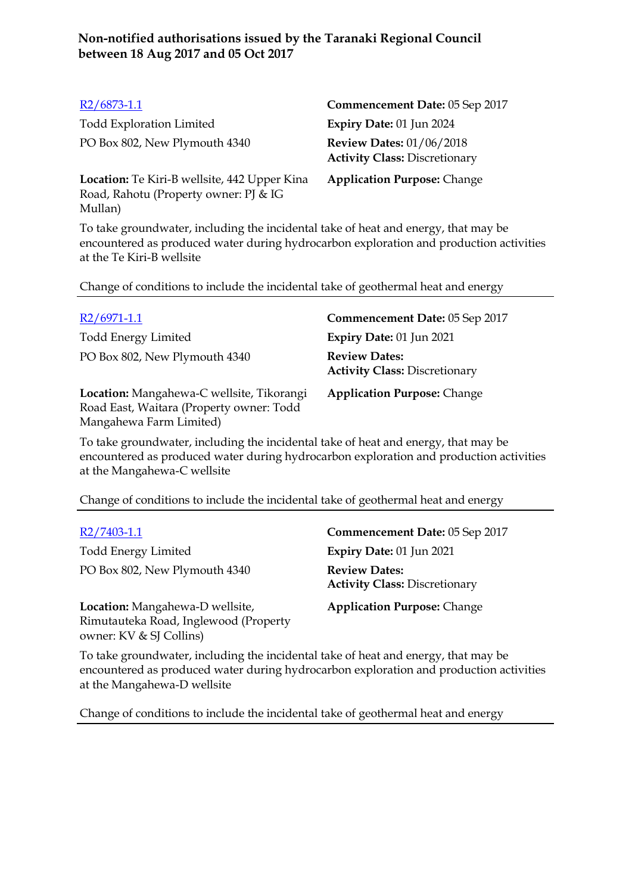## Non-notified authorisations issued by the Taranaki Regional Council between 18 Aug 2017 and 05 Oct 2017

[R2/6873-1.1](R2/6873-1.1)

Todd Exploration Limited
PO Box 802, New Plymouth 4340

**Commencement Date:** 05 Sep 2017
**Expiry Date:** 01 Jun 2024
**Review Dates:** 01/06/2018
**Activity Class:** Discretionary

**Location:** Te Kiri-B wellsite, 442 Upper Kina Road, Rahotu (Property owner: PJ & IG Mullan)

**Application Purpose:** Change

To take groundwater, including the incidental take of heat and energy, that may be encountered as produced water during hydrocarbon exploration and production activities at the Te Kiri-B wellsite

Change of conditions to include the incidental take of geothermal heat and energy

---

[R2/6971-1.1](R2/6971-1.1)

Todd Energy Limited
PO Box 802, New Plymouth 4340

**Commencement Date:** 05 Sep 2017
**Expiry Date:** 01 Jun 2021
**Review Dates:**
**Activity Class:** Discretionary

**Location:** Mangahewa-C wellsite, Tikorangi Road East, Waitara (Property owner: Todd Mangahewa Farm Limited)

**Application Purpose:** Change

To take groundwater, including the incidental take of heat and energy, that may be encountered as produced water during hydrocarbon exploration and production activities at the Mangahewa-C wellsite

Change of conditions to include the incidental take of geothermal heat and energy

---

[R2/7403-1.1](R2/7403-1.1)

Todd Energy Limited
PO Box 802, New Plymouth 4340

**Commencement Date:** 05 Sep 2017
**Expiry Date:** 01 Jun 2021
**Review Dates:**
**Activity Class:** Discretionary

**Location:** Mangahewa-D wellsite, Rimutauteka Road, Inglewood (Property owner: KV & SJ Collins)

**Application Purpose:** Change

To take groundwater, including the incidental take of heat and energy, that may be encountered as produced water during hydrocarbon exploration and production activities at the Mangahewa-D wellsite

Change of conditions to include the incidental take of geothermal heat and energy

---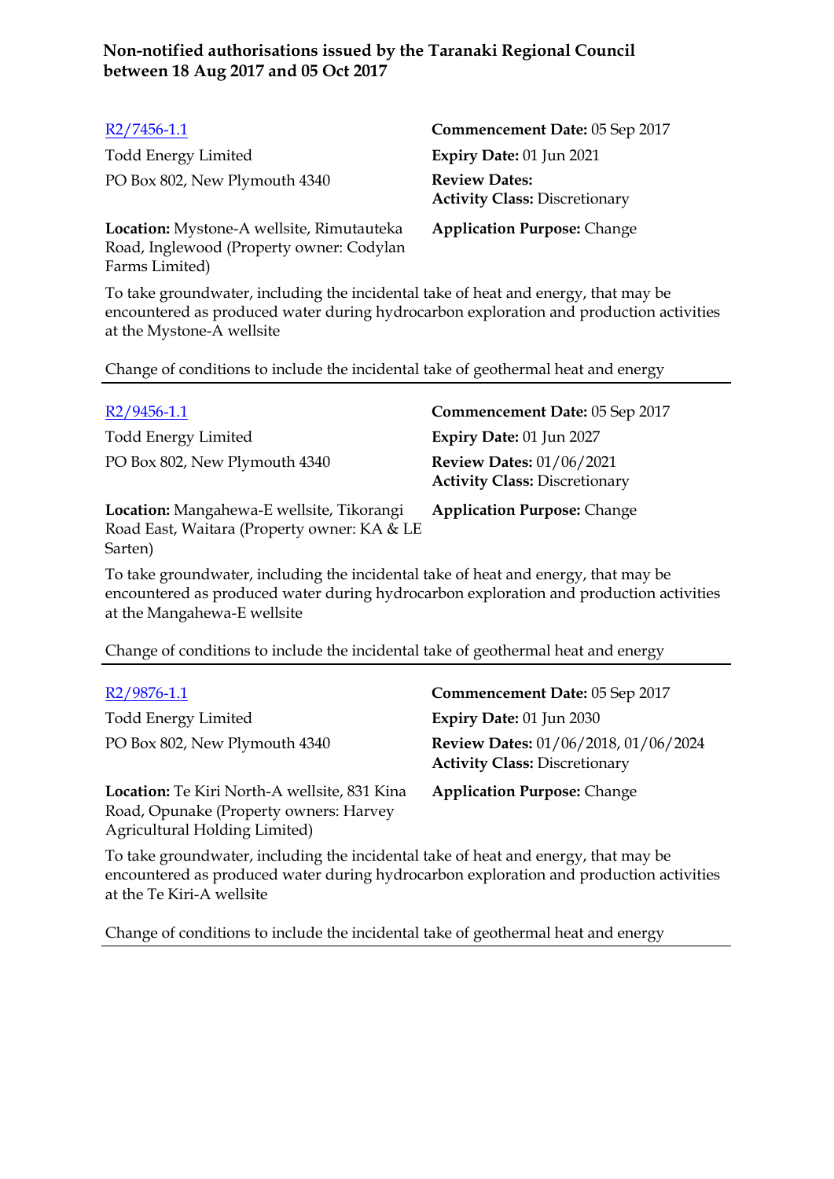**Non-notified authorisations issued by the Taranaki Regional Council between 18 Aug 2017 and 05 Oct 2017**

[R2/7456-1.1](R2/7456-1.1)

Todd Energy Limited
PO Box 802, New Plymouth 4340

**Commencement Date:** 05 Sep 2017
**Expiry Date:** 01 Jun 2021
**Review Dates:**
**Activity Class:** Discretionary

**Location:** Mystone-A wellsite, Rimutauteka Road, Inglewood (Property owner: Codylan Farms Limited)

**Application Purpose:** Change

To take groundwater, including the incidental take of heat and energy, that may be encountered as produced water during hydrocarbon exploration and production activities at the Mystone-A wellsite

Change of conditions to include the incidental take of geothermal heat and energy

---

[R2/9456-1.1](R2/9456-1.1)

Todd Energy Limited
PO Box 802, New Plymouth 4340

**Commencement Date:** 05 Sep 2017
**Expiry Date:** 01 Jun 2027
**Review Dates:** 01/06/2021
**Activity Class:** Discretionary

**Location:** Mangahewa-E wellsite, Tikorangi Road East, Waitara (Property owner: KA & LE Sarten)

**Application Purpose:** Change

To take groundwater, including the incidental take of heat and energy, that may be encountered as produced water during hydrocarbon exploration and production activities at the Mangahewa-E wellsite

Change of conditions to include the incidental take of geothermal heat and energy

---

[R2/9876-1.1](R2/9876-1.1)

Todd Energy Limited
PO Box 802, New Plymouth 4340

**Commencement Date:** 05 Sep 2017
**Expiry Date:** 01 Jun 2030
**Review Dates:** 01/06/2018, 01/06/2024
**Activity Class:** Discretionary

**Location:** Te Kiri North-A wellsite, 831 Kina Road, Opunake (Property owners: Harvey Agricultural Holding Limited)

**Application Purpose:** Change

To take groundwater, including the incidental take of heat and energy, that may be encountered as produced water during hydrocarbon exploration and production activities at the Te Kiri-A wellsite

Change of conditions to include the incidental take of geothermal heat and energy

---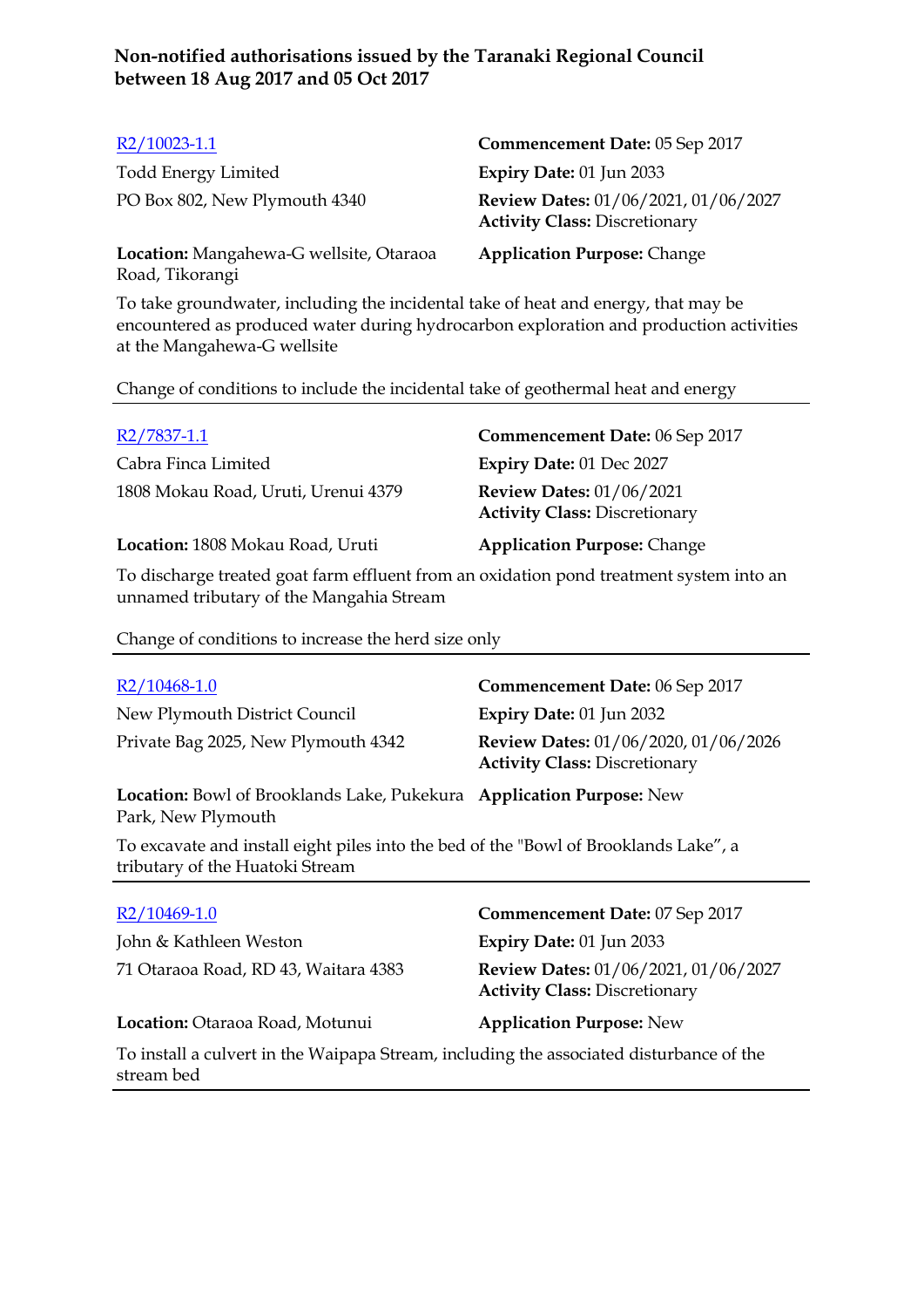## Non-notified authorisations issued by the Taranaki Regional Council between 18 Aug 2017 and 05 Oct 2017

R2/10023-1.1

Todd Energy Limited
PO Box 802, New Plymouth 4340

**Commencement Date:** 05 Sep 2017
**Expiry Date:** 01 Jun 2033
**Review Dates:** 01/06/2021, 01/06/2027
**Activity Class:** Discretionary

**Location:** Mangahewa-G wellsite, Otaraoa Road, Tikorangi

**Application Purpose:** Change

To take groundwater, including the incidental take of heat and energy, that may be encountered as produced water during hydrocarbon exploration and production activities at the Mangahewa-G wellsite

Change of conditions to include the incidental take of geothermal heat and energy

---

R2/7837-1.1

Cabra Finca Limited
1808 Mokau Road, Uruti, Urenui 4379

**Commencement Date:** 06 Sep 2017
**Expiry Date:** 01 Dec 2027
**Review Dates:** 01/06/2021
**Activity Class:** Discretionary

**Location:** 1808 Mokau Road, Uruti

**Application Purpose:** Change

To discharge treated goat farm effluent from an oxidation pond treatment system into an unnamed tributary of the Mangahia Stream

Change of conditions to increase the herd size only

---

R2/10468-1.0

New Plymouth District Council
Private Bag 2025, New Plymouth 4342

**Commencement Date:** 06 Sep 2017
**Expiry Date:** 01 Jun 2032
**Review Dates:** 01/06/2020, 01/06/2026
**Activity Class:** Discretionary

**Location:** Bowl of Brooklands Lake, Pukekura Park, New Plymouth

**Application Purpose:** New

To excavate and install eight piles into the bed of the "Bowl of Brooklands Lake", a tributary of the Huatoki Stream

---

R2/10469-1.0

John & Kathleen Weston
71 Otaraoa Road, RD 43, Waitara 4383

**Commencement Date:** 07 Sep 2017
**Expiry Date:** 01 Jun 2033
**Review Dates:** 01/06/2021, 01/06/2027
**Activity Class:** Discretionary

**Location:** Otaraoa Road, Motunui

**Application Purpose:** New

To install a culvert in the Waipapa Stream, including the associated disturbance of the stream bed

---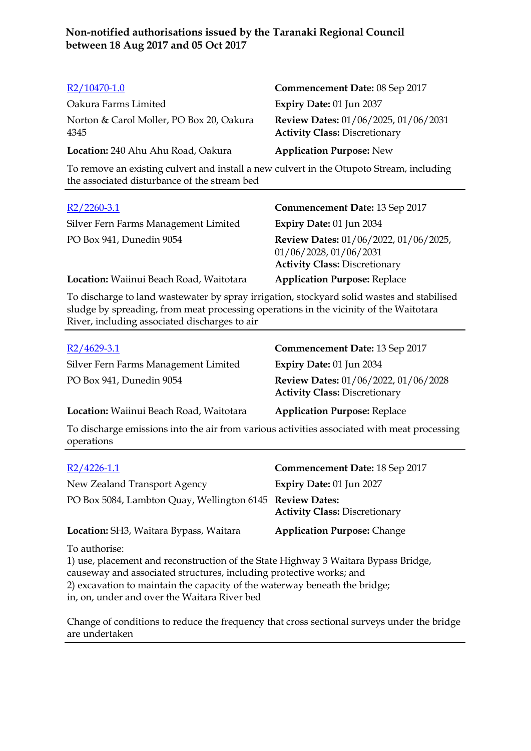## Non-notified authorisations issued by the Taranaki Regional Council between 18 Aug 2017 and 05 Oct 2017

R2/10470-1.0

Oakura Farms Limited

Norton & Carol Moller, PO Box 20, Oakura 4345

**Location:** 240 Ahu Ahu Road, Oakura

**Commencement Date:** 08 Sep 2017

**Expiry Date:** 01 Jun 2037

**Review Dates:** 01/06/2025, 01/06/2031

**Activity Class:** Discretionary

**Application Purpose:** New

To remove an existing culvert and install a new culvert in the Otupoto Stream, including the associated disturbance of the stream bed

---

R2/2260-3.1

Silver Fern Farms Management Limited

PO Box 941, Dunedin 9054

**Location:** Waiinui Beach Road, Waitotara

**Commencement Date:** 13 Sep 2017

**Expiry Date:** 01 Jun 2034

**Review Dates:** 01/06/2022, 01/06/2025, 01/06/2028, 01/06/2031

**Activity Class:** Discretionary

**Application Purpose:** Replace

To discharge to land wastewater by spray irrigation, stockyard solid wastes and stabilised sludge by spreading, from meat processing operations in the vicinity of the Waitotara River, including associated discharges to air

---

R2/4629-3.1

Silver Fern Farms Management Limited

PO Box 941, Dunedin 9054

**Location:** Waiinui Beach Road, Waitotara

**Commencement Date:** 13 Sep 2017

**Expiry Date:** 01 Jun 2034

**Review Dates:** 01/06/2022, 01/06/2028

**Activity Class:** Discretionary

**Application Purpose:** Replace

To discharge emissions into the air from various activities associated with meat processing operations

---

R2/4226-1.1

New Zealand Transport Agency

PO Box 5084, Lambton Quay, Wellington 6145

**Location:** SH3, Waitara Bypass, Waitara

**Commencement Date:** 18 Sep 2017

**Expiry Date:** 01 Jun 2027

**Review Dates:**

**Activity Class:** Discretionary

**Application Purpose:** Change

To authorise:
1) use, placement and reconstruction of the State Highway 3 Waitara Bypass Bridge, causeway and associated structures, including protective works; and
2) excavation to maintain the capacity of the waterway beneath the bridge;
in, on, under and over the Waitara River bed

Change of conditions to reduce the frequency that cross sectional surveys under the bridge are undertaken

---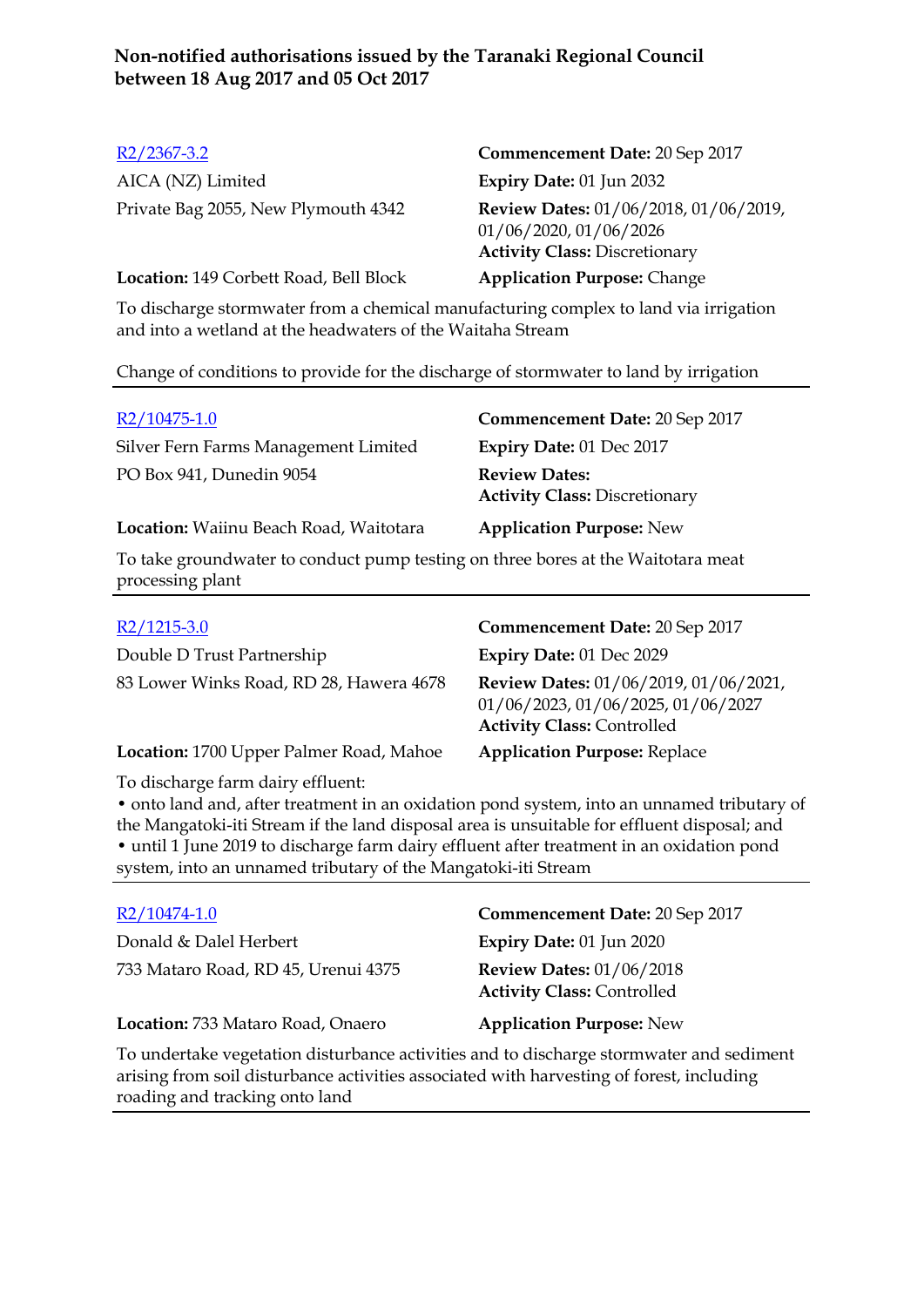**Non-notified authorisations issued by the Taranaki Regional Council between 18 Aug 2017 and 05 Oct 2017**

[R2/2367-3.2](R2/2367-3.2)
AICA (NZ) Limited
Private Bag 2055, New Plymouth 4342

**Commencement Date:** 20 Sep 2017
**Expiry Date:** 01 Jun 2032
**Review Dates:** 01/06/2018, 01/06/2019, 01/06/2020, 01/06/2026
**Activity Class:** Discretionary

**Location:** 149 Corbett Road, Bell Block
**Application Purpose:** Change

To discharge stormwater from a chemical manufacturing complex to land via irrigation and into a wetland at the headwaters of the Waitaha Stream

Change of conditions to provide for the discharge of stormwater to land by irrigation

---

[R2/10475-1.0](R2/10475-1.0)
Silver Fern Farms Management Limited
PO Box 941, Dunedin 9054

**Commencement Date:** 20 Sep 2017
**Expiry Date:** 01 Dec 2017
**Review Dates:**
**Activity Class:** Discretionary

**Location:** Waiinu Beach Road, Waitotara
**Application Purpose:** New

To take groundwater to conduct pump testing on three bores at the Waitotara meat processing plant

---

[R2/1215-3.0](R2/1215-3.0)
Double D Trust Partnership
83 Lower Winks Road, RD 28, Hawera 4678

**Commencement Date:** 20 Sep 2017
**Expiry Date:** 01 Dec 2029
**Review Dates:** 01/06/2019, 01/06/2021, 01/06/2023, 01/06/2025, 01/06/2027
**Activity Class:** Controlled

**Location:** 1700 Upper Palmer Road, Mahoe
**Application Purpose:** Replace

To discharge farm dairy effluent:

- onto land and, after treatment in an oxidation pond system, into an unnamed tributary of the Mangatoki-iti Stream if the land disposal area is unsuitable for effluent disposal; and
- until 1 June 2019 to discharge farm dairy effluent after treatment in an oxidation pond system, into an unnamed tributary of the Mangatoki-iti Stream

---

[R2/10474-1.0](R2/10474-1.0)
Donald & Dalel Herbert
733 Mataro Road, RD 45, Urenui 4375

**Commencement Date:** 20 Sep 2017
**Expiry Date:** 01 Jun 2020
**Review Dates:** 01/06/2018
**Activity Class:** Controlled

**Location:** 733 Mataro Road, Onaero
**Application Purpose:** New

To undertake vegetation disturbance activities and to discharge stormwater and sediment arising from soil disturbance activities associated with harvesting of forest, including roading and tracking onto land

---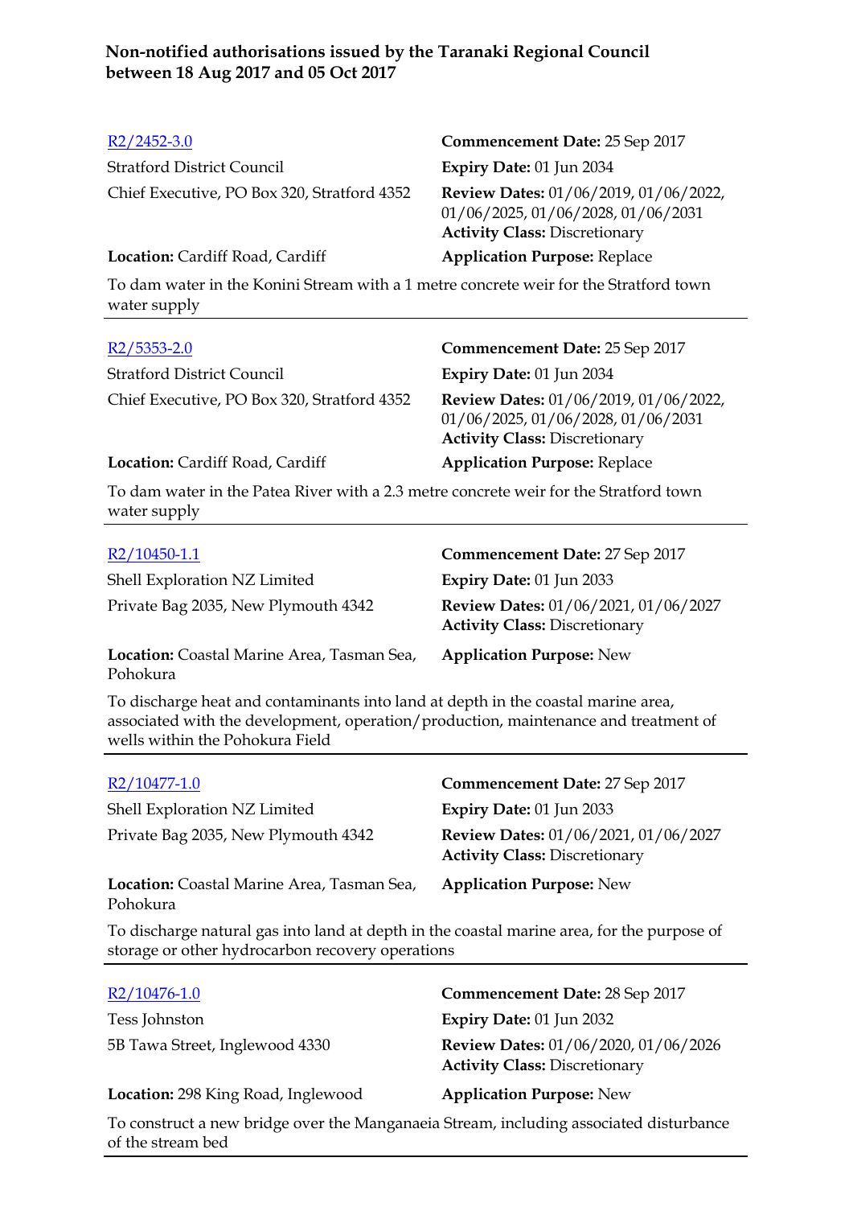**Non-notified authorisations issued by the Taranaki Regional Council between 18 Aug 2017 and 05 Oct 2017**

---

R2/2452-3.0
Stratford District Council
Chief Executive, PO Box 320, Stratford 4352

**Commencement Date:** 25 Sep 2017
**Expiry Date:** 01 Jun 2034
**Review Dates:** 01/06/2019, 01/06/2022, 01/06/2025, 01/06/2028, 01/06/2031
**Activity Class:** Discretionary

**Location:** Cardiff Road, Cardiff
**Application Purpose:** Replace

To dam water in the Konini Stream with a 1 metre concrete weir for the Stratford town water supply

---

R2/5353-2.0
Stratford District Council
Chief Executive, PO Box 320, Stratford 4352

**Commencement Date:** 25 Sep 2017
**Expiry Date:** 01 Jun 2034
**Review Dates:** 01/06/2019, 01/06/2022, 01/06/2025, 01/06/2028, 01/06/2031
**Activity Class:** Discretionary

**Location:** Cardiff Road, Cardiff
**Application Purpose:** Replace

To dam water in the Patea River with a 2.3 metre concrete weir for the Stratford town water supply

---

R2/10450-1.1
Shell Exploration NZ Limited
Private Bag 2035, New Plymouth 4342

**Commencement Date:** 27 Sep 2017
**Expiry Date:** 01 Jun 2033
**Review Dates:** 01/06/2021, 01/06/2027
**Activity Class:** Discretionary

**Location:** Coastal Marine Area, Tasman Sea, Pohokura
**Application Purpose:** New

To discharge heat and contaminants into land at depth in the coastal marine area, associated with the development, operation/production, maintenance and treatment of wells within the Pohokura Field

---

R2/10477-1.0
Shell Exploration NZ Limited
Private Bag 2035, New Plymouth 4342

**Commencement Date:** 27 Sep 2017
**Expiry Date:** 01 Jun 2033
**Review Dates:** 01/06/2021, 01/06/2027
**Activity Class:** Discretionary

**Location:** Coastal Marine Area, Tasman Sea, Pohokura
**Application Purpose:** New

To discharge natural gas into land at depth in the coastal marine area, for the purpose of storage or other hydrocarbon recovery operations

---

R2/10476-1.0
Tess Johnston
5B Tawa Street, Inglewood 4330

**Commencement Date:** 28 Sep 2017
**Expiry Date:** 01 Jun 2032
**Review Dates:** 01/06/2020, 01/06/2026
**Activity Class:** Discretionary

**Location:** 298 King Road, Inglewood
**Application Purpose:** New

To construct a new bridge over the Manganaeia Stream, including associated disturbance of the stream bed

---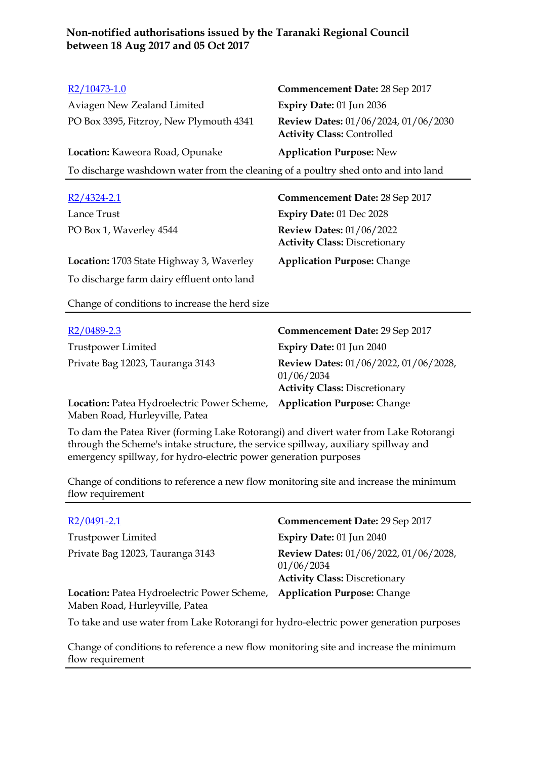**Non-notified authorisations issued by the Taranaki Regional Council between 18 Aug 2017 and 05 Oct 2017**

[R2/10473-1.0]
Aviagen New Zealand Limited
PO Box 3395, Fitzroy, New Plymouth 4341

**Commencement Date:** 28 Sep 2017
**Expiry Date:** 01 Jun 2036
**Review Dates:** 01/06/2024, 01/06/2030
**Activity Class:** Controlled

**Location:** Kaweora Road, Opunake
**Application Purpose:** New

To discharge washdown water from the cleaning of a poultry shed onto and into land

---

[R2/4324-2.1]
Lance Trust
PO Box 1, Waverley 4544

**Commencement Date:** 28 Sep 2017
**Expiry Date:** 01 Dec 2028
**Review Dates:** 01/06/2022
**Activity Class:** Discretionary

**Location:** 1703 State Highway 3, Waverley
**Application Purpose:** Change

To discharge farm dairy effluent onto land

Change of conditions to increase the herd size

---

[R2/0489-2.3]
Trustpower Limited
Private Bag 12023, Tauranga 3143

**Commencement Date:** 29 Sep 2017
**Expiry Date:** 01 Jun 2040
**Review Dates:** 01/06/2022, 01/06/2028, 01/06/2034
**Activity Class:** Discretionary

**Location:** Patea Hydroelectric Power Scheme, Maben Road, Hurleyville, Patea
**Application Purpose:** Change

To dam the Patea River (forming Lake Rotorangi) and divert water from Lake Rotorangi through the Scheme's intake structure, the service spillway, auxiliary spillway and emergency spillway, for hydro-electric power generation purposes

Change of conditions to reference a new flow monitoring site and increase the minimum flow requirement

---

[R2/0491-2.1]
Trustpower Limited
Private Bag 12023, Tauranga 3143

**Commencement Date:** 29 Sep 2017
**Expiry Date:** 01 Jun 2040
**Review Dates:** 01/06/2022, 01/06/2028, 01/06/2034
**Activity Class:** Discretionary

**Location:** Patea Hydroelectric Power Scheme, Maben Road, Hurleyville, Patea
**Application Purpose:** Change

To take and use water from Lake Rotorangi for hydro-electric power generation purposes

Change of conditions to reference a new flow monitoring site and increase the minimum flow requirement

---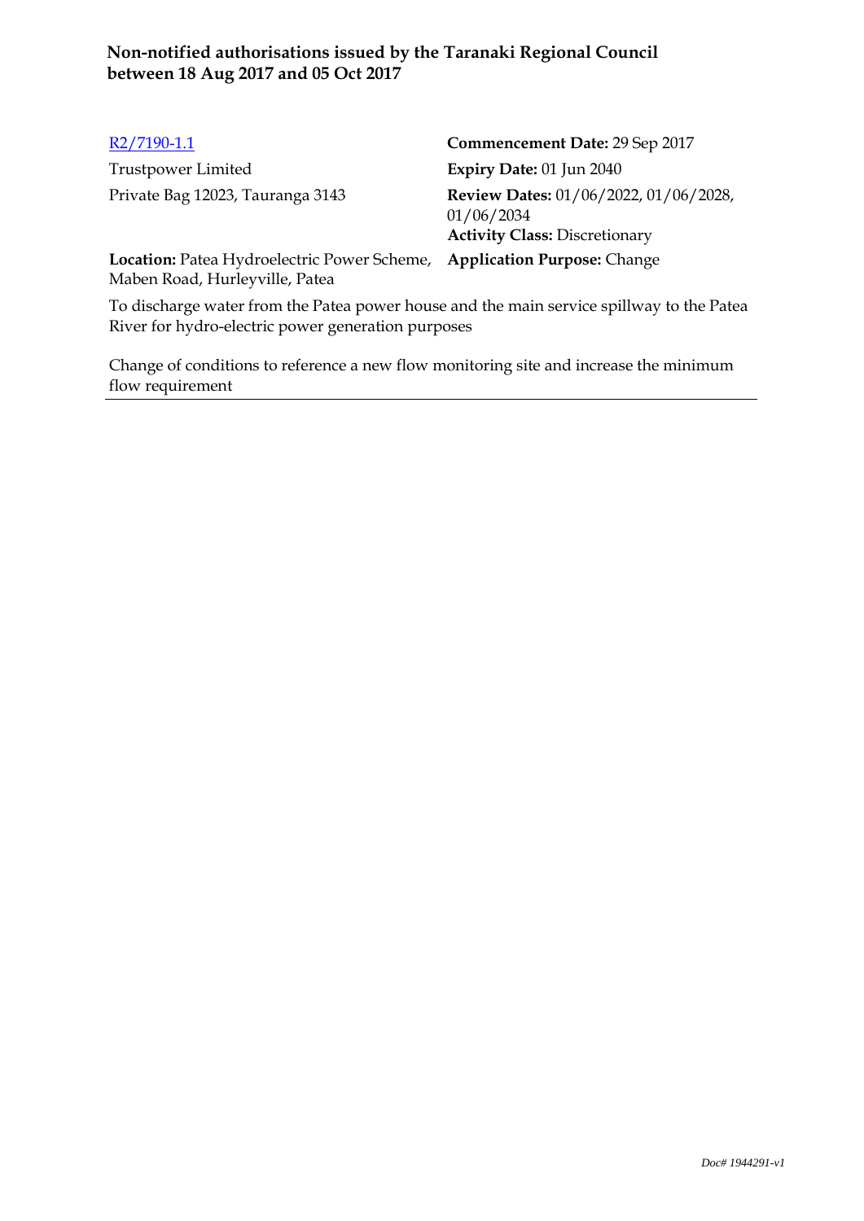**Non-notified authorisations issued by the Taranaki Regional Council between 18 Aug 2017 and 05 Oct 2017**

R2/7190-1.1

Trustpower Limited

Private Bag 12023, Tauranga 3143

**Commencement Date:** 29 Sep 2017

**Expiry Date:** 01 Jun 2040

**Review Dates:** 01/06/2022, 01/06/2028, 01/06/2034

**Activity Class:** Discretionary

**Location:** Patea Hydroelectric Power Scheme, Maben Road, Hurleyville, Patea

**Application Purpose:** Change

To discharge water from the Patea power house and the main service spillway to the Patea River for hydro-electric power generation purposes

Change of conditions to reference a new flow monitoring site and increase the minimum flow requirement

---

*Doc# 1944291-v1*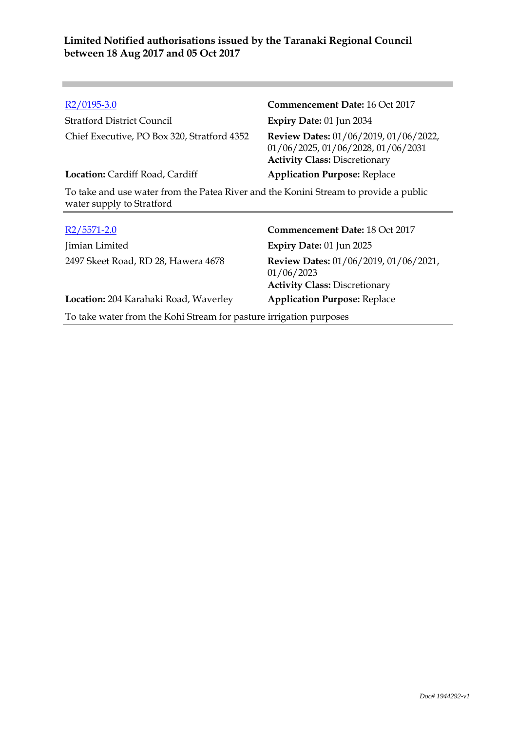**Limited Notified authorisations issued by the Taranaki Regional Council between 18 Aug 2017 and 05 Oct 2017**

| | |
|---|---|
| R2/0195-3.0 | **Commencement Date:** 16 Oct 2017 |
| Stratford District Council | **Expiry Date:** 01 Jun 2034 |
| Chief Executive, PO Box 320, Stratford 4352 | **Review Dates:** 01/06/2019, 01/06/2022, 01/06/2025, 01/06/2028, 01/06/2031<br>**Activity Class:** Discretionary |
| **Location:** Cardiff Road, Cardiff | **Application Purpose:** Replace |

To take and use water from the Patea River and the Konini Stream to provide a public water supply to Stratford

---

| | |
|---|---|
| R2/5571-2.0 | **Commencement Date:** 18 Oct 2017 |
| Jimian Limited | **Expiry Date:** 01 Jun 2025 |
| 2497 Skeet Road, RD 28, Hawera 4678 | **Review Dates:** 01/06/2019, 01/06/2021, 01/06/2023<br>**Activity Class:** Discretionary |
| **Location:** 204 Karahaki Road, Waverley | **Application Purpose:** Replace |

To take water from the Kohi Stream for pasture irrigation purposes

---

*Doc# 1944292-v1*